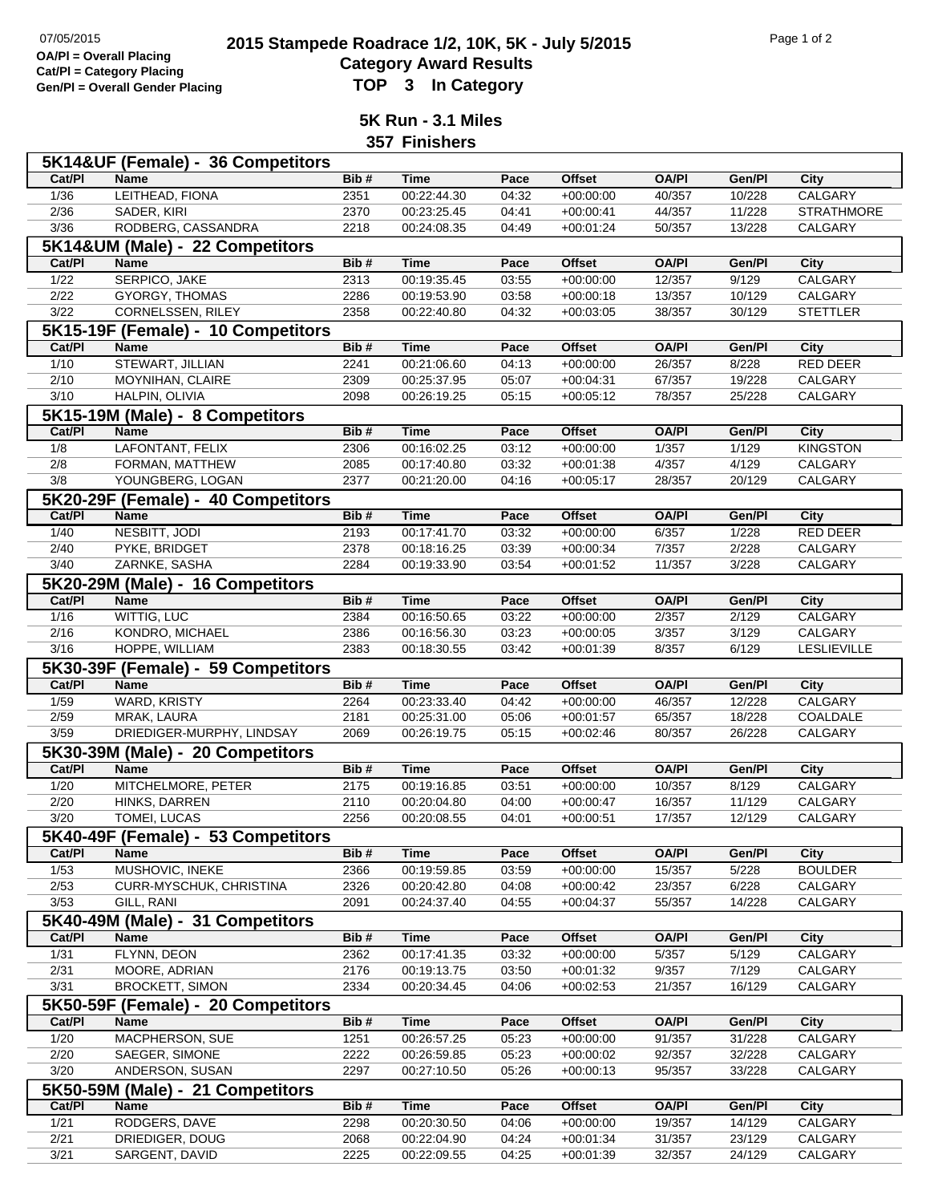07/05/2015

**OA/Pl = Overall Placing**
**Cat/Pl = Category Placing**
**Gen/Pl = Overall Gender Placing**

# 2015 Stampede Roadrace 1/2, 10K, 5K - July 5/2015
## Category Award Results
## TOP 3 In Category

### 5K Run - 3.1 Miles
### 357 Finishers

**5K14&UF (Female) - 36 Competitors**

| Cat/Pl | Name | Bib # | Time | Pace | Offset | OA/Pl | Gen/Pl | City |
|---|---|---|---|---|---|---|---|---|
| 1/36 | LEITHEAD, FIONA | 2351 | 00:22:44.30 | 04:32 | +00:00:00 | 40/357 | 10/228 | CALGARY |
| 2/36 | SADER, KIRI | 2370 | 00:23:25.45 | 04:41 | +00:00:41 | 44/357 | 11/228 | STRATHMORE |
| 3/36 | RODBERG, CASSANDRA | 2218 | 00:24:08.35 | 04:49 | +00:01:24 | 50/357 | 13/228 | CALGARY |

**5K14&UM (Male) - 22 Competitors**

| Cat/Pl | Name | Bib # | Time | Pace | Offset | OA/Pl | Gen/Pl | City |
|---|---|---|---|---|---|---|---|---|
| 1/22 | SERPICO, JAKE | 2313 | 00:19:35.45 | 03:55 | +00:00:00 | 12/357 | 9/129 | CALGARY |
| 2/22 | GYORGY, THOMAS | 2286 | 00:19:53.90 | 03:58 | +00:00:18 | 13/357 | 10/129 | CALGARY |
| 3/22 | CORNELSSEN, RILEY | 2358 | 00:22:40.80 | 04:32 | +00:03:05 | 38/357 | 30/129 | STETTLER |

**5K15-19F (Female) - 10 Competitors**

| Cat/Pl | Name | Bib # | Time | Pace | Offset | OA/Pl | Gen/Pl | City |
|---|---|---|---|---|---|---|---|---|
| 1/10 | STEWART, JILLIAN | 2241 | 00:21:06.60 | 04:13 | +00:00:00 | 26/357 | 8/228 | RED DEER |
| 2/10 | MOYNIHAN, CLAIRE | 2309 | 00:25:37.95 | 05:07 | +00:04:31 | 67/357 | 19/228 | CALGARY |
| 3/10 | HALPIN, OLIVIA | 2098 | 00:26:19.25 | 05:15 | +00:05:12 | 78/357 | 25/228 | CALGARY |

**5K15-19M (Male) - 8 Competitors**

| Cat/Pl | Name | Bib # | Time | Pace | Offset | OA/Pl | Gen/Pl | City |
|---|---|---|---|---|---|---|---|---|
| 1/8 | LAFONTANT, FELIX | 2306 | 00:16:02.25 | 03:12 | +00:00:00 | 1/357 | 1/129 | KINGSTON |
| 2/8 | FORMAN, MATTHEW | 2085 | 00:17:40.80 | 03:32 | +00:01:38 | 4/357 | 4/129 | CALGARY |
| 3/8 | YOUNGBERG, LOGAN | 2377 | 00:21:20.00 | 04:16 | +00:05:17 | 28/357 | 20/129 | CALGARY |

**5K20-29F (Female) - 40 Competitors**

| Cat/Pl | Name | Bib # | Time | Pace | Offset | OA/Pl | Gen/Pl | City |
|---|---|---|---|---|---|---|---|---|
| 1/40 | NESBITT, JODI | 2193 | 00:17:41.70 | 03:32 | +00:00:00 | 6/357 | 1/228 | RED DEER |
| 2/40 | PYKE, BRIDGET | 2378 | 00:18:16.25 | 03:39 | +00:00:34 | 7/357 | 2/228 | CALGARY |
| 3/40 | ZARNKE, SASHA | 2284 | 00:19:33.90 | 03:54 | +00:01:52 | 11/357 | 3/228 | CALGARY |

**5K20-29M (Male) - 16 Competitors**

| Cat/Pl | Name | Bib # | Time | Pace | Offset | OA/Pl | Gen/Pl | City |
|---|---|---|---|---|---|---|---|---|
| 1/16 | WITTIG, LUC | 2384 | 00:16:50.65 | 03:22 | +00:00:00 | 2/357 | 2/129 | CALGARY |
| 2/16 | KONDRO, MICHAEL | 2386 | 00:16:56.30 | 03:23 | +00:00:05 | 3/357 | 3/129 | CALGARY |
| 3/16 | HOPPE, WILLIAM | 2383 | 00:18:30.55 | 03:42 | +00:01:39 | 8/357 | 6/129 | LESLIEVILLE |

**5K30-39F (Female) - 59 Competitors**

| Cat/Pl | Name | Bib # | Time | Pace | Offset | OA/Pl | Gen/Pl | City |
|---|---|---|---|---|---|---|---|---|
| 1/59 | WARD, KRISTY | 2264 | 00:23:33.40 | 04:42 | +00:00:00 | 46/357 | 12/228 | CALGARY |
| 2/59 | MRAK, LAURA | 2181 | 00:25:31.00 | 05:06 | +00:01:57 | 65/357 | 18/228 | COALDALE |
| 3/59 | DRIEDIGER-MURPHY, LINDSAY | 2069 | 00:26:19.75 | 05:15 | +00:02:46 | 80/357 | 26/228 | CALGARY |

**5K30-39M (Male) - 20 Competitors**

| Cat/Pl | Name | Bib # | Time | Pace | Offset | OA/Pl | Gen/Pl | City |
|---|---|---|---|---|---|---|---|---|
| 1/20 | MITCHELMORE, PETER | 2175 | 00:19:16.85 | 03:51 | +00:00:00 | 10/357 | 8/129 | CALGARY |
| 2/20 | HINKS, DARREN | 2110 | 00:20:04.80 | 04:00 | +00:00:47 | 16/357 | 11/129 | CALGARY |
| 3/20 | TOMEI, LUCAS | 2256 | 00:20:08.55 | 04:01 | +00:00:51 | 17/357 | 12/129 | CALGARY |

**5K40-49F (Female) - 53 Competitors**

| Cat/Pl | Name | Bib # | Time | Pace | Offset | OA/Pl | Gen/Pl | City |
|---|---|---|---|---|---|---|---|---|
| 1/53 | MUSHOVIC, INEKE | 2366 | 00:19:59.85 | 03:59 | +00:00:00 | 15/357 | 5/228 | BOULDER |
| 2/53 | CURR-MYSCHUK, CHRISTINA | 2326 | 00:20:42.80 | 04:08 | +00:00:42 | 23/357 | 6/228 | CALGARY |
| 3/53 | GILL, RANI | 2091 | 00:24:37.40 | 04:55 | +00:04:37 | 55/357 | 14/228 | CALGARY |

**5K40-49M (Male) - 31 Competitors**

| Cat/Pl | Name | Bib # | Time | Pace | Offset | OA/Pl | Gen/Pl | City |
|---|---|---|---|---|---|---|---|---|
| 1/31 | FLYNN, DEON | 2362 | 00:17:41.35 | 03:32 | +00:00:00 | 5/357 | 5/129 | CALGARY |
| 2/31 | MOORE, ADRIAN | 2176 | 00:19:13.75 | 03:50 | +00:01:32 | 9/357 | 7/129 | CALGARY |
| 3/31 | BROCKETT, SIMON | 2334 | 00:20:34.45 | 04:06 | +00:02:53 | 21/357 | 16/129 | CALGARY |

**5K50-59F (Female) - 20 Competitors**

| Cat/Pl | Name | Bib # | Time | Pace | Offset | OA/Pl | Gen/Pl | City |
|---|---|---|---|---|---|---|---|---|
| 1/20 | MACPHERSON, SUE | 1251 | 00:26:57.25 | 05:23 | +00:00:00 | 91/357 | 31/228 | CALGARY |
| 2/20 | SAEGER, SIMONE | 2222 | 00:26:59.85 | 05:23 | +00:00:02 | 92/357 | 32/228 | CALGARY |
| 3/20 | ANDERSON, SUSAN | 2297 | 00:27:10.50 | 05:26 | +00:00:13 | 95/357 | 33/228 | CALGARY |

**5K50-59M (Male) - 21 Competitors**

| Cat/Pl | Name | Bib # | Time | Pace | Offset | OA/Pl | Gen/Pl | City |
|---|---|---|---|---|---|---|---|---|
| 1/21 | RODGERS, DAVE | 2298 | 00:20:30.50 | 04:06 | +00:00:00 | 19/357 | 14/129 | CALGARY |
| 2/21 | DRIEDIGER, DOUG | 2068 | 00:22:04.90 | 04:24 | +00:01:34 | 31/357 | 23/129 | CALGARY |
| 3/21 | SARGENT, DAVID | 2225 | 00:22:09.55 | 04:25 | +00:01:39 | 32/357 | 24/129 | CALGARY |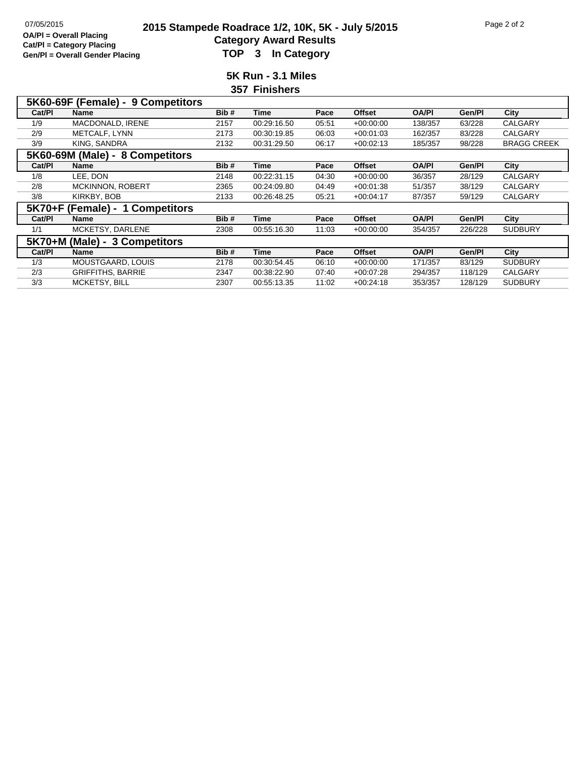OA/Pl = Overall Placing
Cat/Pl = Category Placing
Gen/Pl = Overall Gender Placing

# 2015 Stampede Roadrace 1/2, 10K, 5K - July 5/2015

## Category Award Results

## TOP 3 In Category

### 5K Run - 3.1 Miles

### 357 Finishers

#### 5K60-69F (Female) - 9 Competitors

| Cat/Pl | Name | Bib # | Time | Pace | Offset | OA/Pl | Gen/Pl | City |
|---|---|---|---|---|---|---|---|---|
| 1/9 | MACDONALD, IRENE | 2157 | 00:29:16.50 | 05:51 | +00:00:00 | 138/357 | 63/228 | CALGARY |
| 2/9 | METCALF, LYNN | 2173 | 00:30:19.85 | 06:03 | +00:01:03 | 162/357 | 83/228 | CALGARY |
| 3/9 | KING, SANDRA | 2132 | 00:31:29.50 | 06:17 | +00:02:13 | 185/357 | 98/228 | BRAGG CREEK |

#### 5K60-69M (Male) - 8 Competitors

| Cat/Pl | Name | Bib # | Time | Pace | Offset | OA/Pl | Gen/Pl | City |
|---|---|---|---|---|---|---|---|---|
| 1/8 | LEE, DON | 2148 | 00:22:31.15 | 04:30 | +00:00:00 | 36/357 | 28/129 | CALGARY |
| 2/8 | MCKINNON, ROBERT | 2365 | 00:24:09.80 | 04:49 | +00:01:38 | 51/357 | 38/129 | CALGARY |
| 3/8 | KIRKBY, BOB | 2133 | 00:26:48.25 | 05:21 | +00:04:17 | 87/357 | 59/129 | CALGARY |

#### 5K70+F (Female) - 1 Competitors

| Cat/Pl | Name | Bib # | Time | Pace | Offset | OA/Pl | Gen/Pl | City |
|---|---|---|---|---|---|---|---|---|
| 1/1 | MCKETSY, DARLENE | 2308 | 00:55:16.30 | 11:03 | +00:00:00 | 354/357 | 226/228 | SUDBURY |

#### 5K70+M (Male) - 3 Competitors

| Cat/Pl | Name | Bib # | Time | Pace | Offset | OA/Pl | Gen/Pl | City |
|---|---|---|---|---|---|---|---|---|
| 1/3 | MOUSTGAARD, LOUIS | 2178 | 00:30:54.45 | 06:10 | +00:00:00 | 171/357 | 83/129 | SUDBURY |
| 2/3 | GRIFFITHS, BARRIE | 2347 | 00:38:22.90 | 07:40 | +00:07:28 | 294/357 | 118/129 | CALGARY |
| 3/3 | MCKETSY, BILL | 2307 | 00:55:13.35 | 11:02 | +00:24:18 | 353/357 | 128/129 | SUDBURY |